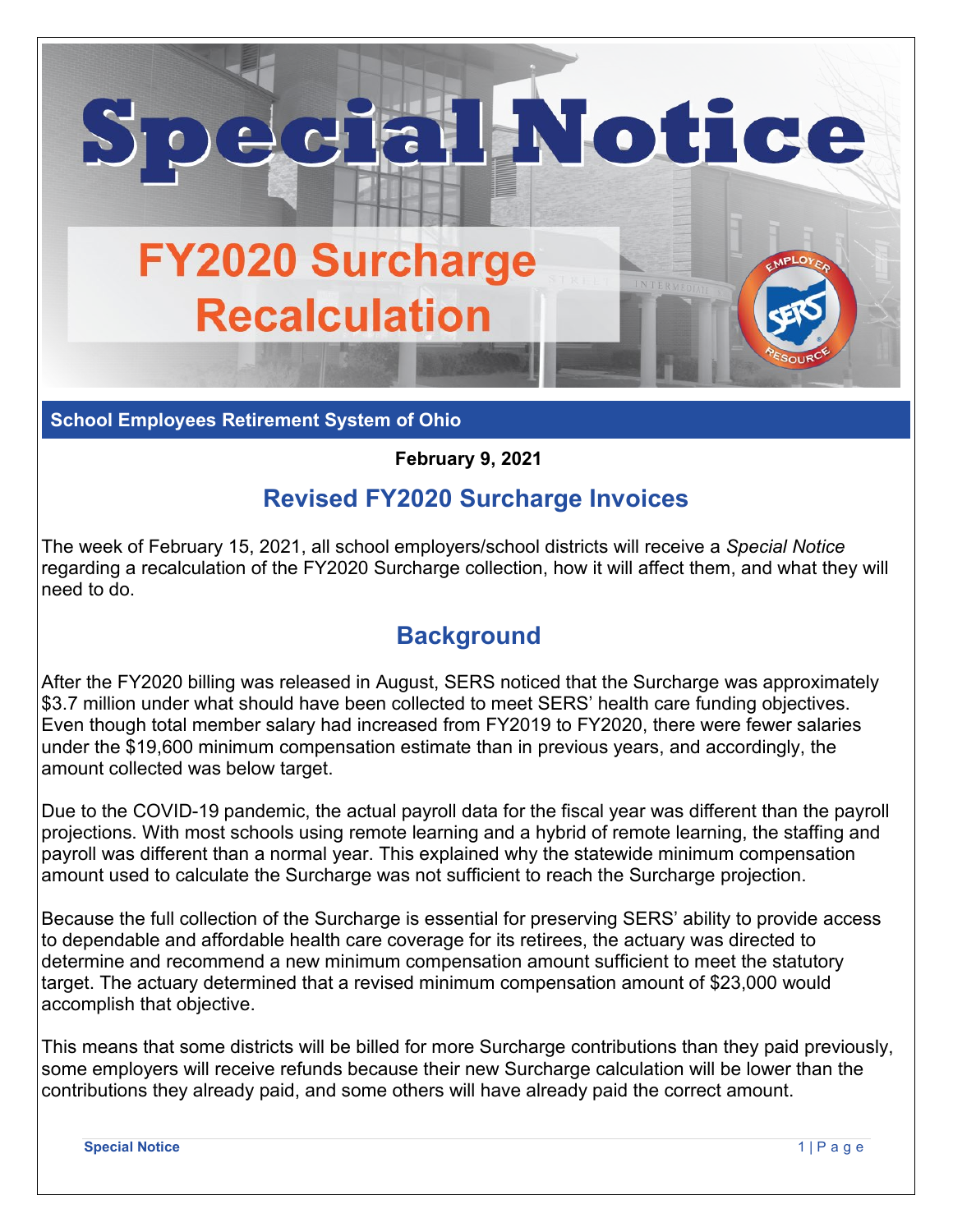# Special Notice

## FY2020 Surcharge Recalculation

**School Employees Retirement System of Ohio**

**February 9, 2021**

## Revised FY2020 Surcharge Invoices

The week of February 15, 2021, all school employers/school districts will receive a *Special Notice* regarding a recalculation of the FY2020 Surcharge collection, how it will affect them, and what they will need to do.

## Background

After the FY2020 billing was released in August, SERS noticed that the Surcharge was approximately $3.7 million under what should have been collected to meet SERS' health care funding objectives. Even though total member salary had increased from FY2019 to FY2020, there were fewer salaries under the $19,600 minimum compensation estimate than in previous years, and accordingly, the amount collected was below target.

Due to the COVID-19 pandemic, the actual payroll data for the fiscal year was different than the payroll projections. With most schools using remote learning and a hybrid of remote learning, the staffing and payroll was different than a normal year. This explained why the statewide minimum compensation amount used to calculate the Surcharge was not sufficient to reach the Surcharge projection.

Because the full collection of the Surcharge is essential for preserving SERS' ability to provide access to dependable and affordable health care coverage for its retirees, the actuary was directed to determine and recommend a new minimum compensation amount sufficient to meet the statutory target. The actuary determined that a revised minimum compensation amount of $23,000 would accomplish that objective.

This means that some districts will be billed for more Surcharge contributions than they paid previously, some employers will receive refunds because their new Surcharge calculation will be lower than the contributions they already paid, and some others will have already paid the correct amount.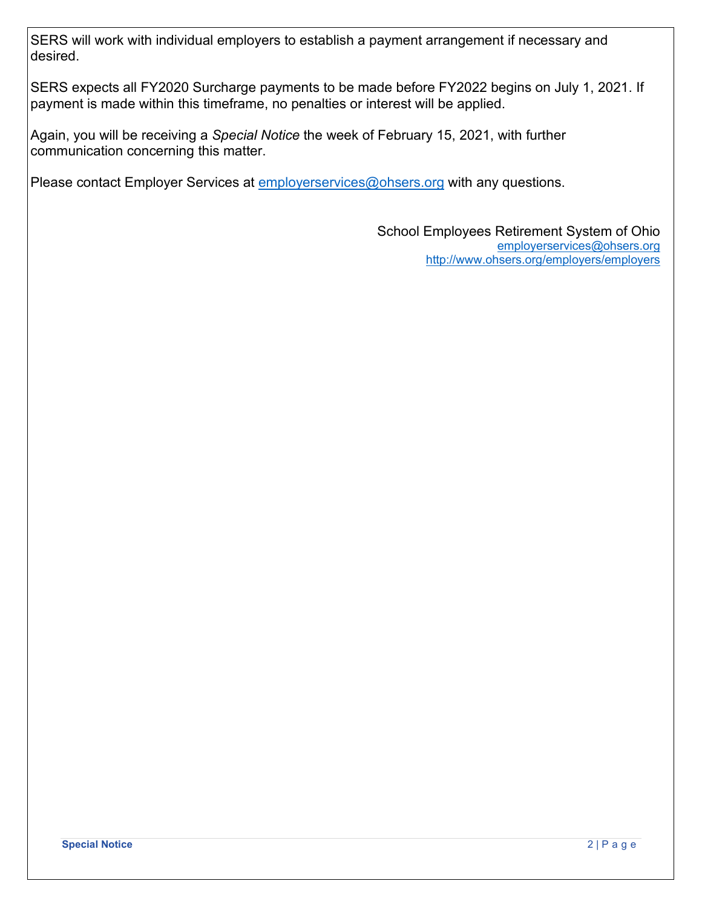SERS will work with individual employers to establish a payment arrangement if necessary and desired.

SERS expects all FY2020 Surcharge payments to be made before FY2022 begins on July 1, 2021. If payment is made within this timeframe, no penalties or interest will be applied.

Again, you will be receiving a *Special Notice* the week of February 15, 2021, with further communication concerning this matter.

Please contact Employer Services at employerservices@ohsers.org with any questions.

School Employees Retirement System of Ohio
employerservices@ohsers.org
http://www.ohsers.org/employers/employers